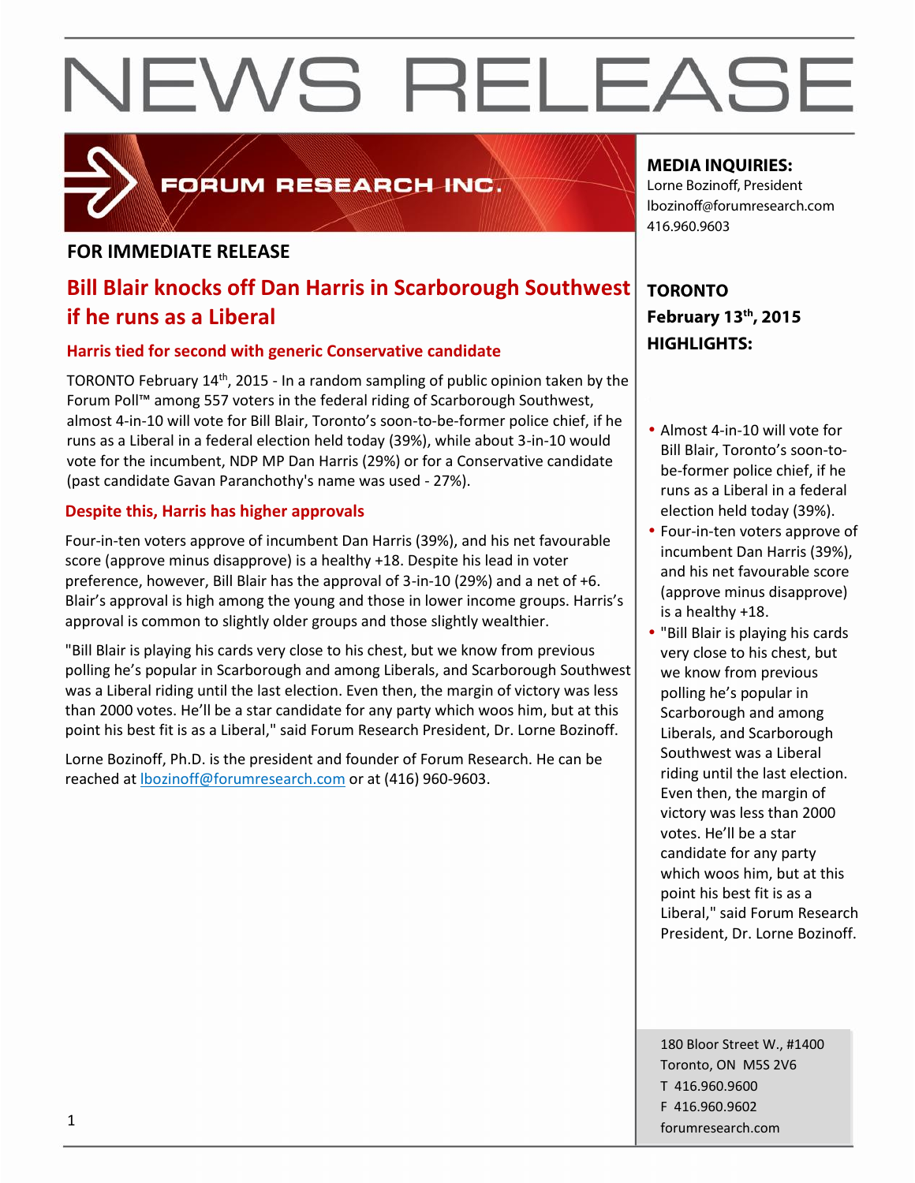# NEWS RELEASE

FORUM RESEARCH INC.

**FOR IMMEDIATE RELEASE**

## Bill Blair knocks off Dan Harris in Scarborough Southwest if he runs as a Liberal

### Harris tied for second with generic Conservative candidate

TORONTO February 14th, 2015 - In a random sampling of public opinion taken by the Forum Poll™ among 557 voters in the federal riding of Scarborough Southwest, almost 4-in-10 will vote for Bill Blair, Toronto's soon-to-be-former police chief, if he runs as a Liberal in a federal election held today (39%), while about 3-in-10 would vote for the incumbent, NDP MP Dan Harris (29%) or for a Conservative candidate (past candidate Gavan Paranchothy's name was used - 27%).

### Despite this, Harris has higher approvals

Four-in-ten voters approve of incumbent Dan Harris (39%), and his net favourable score (approve minus disapprove) is a healthy +18. Despite his lead in voter preference, however, Bill Blair has the approval of 3-in-10 (29%) and a net of +6. Blair's approval is high among the young and those in lower income groups. Harris's approval is common to slightly older groups and those slightly wealthier.

"Bill Blair is playing his cards very close to his chest, but we know from previous polling he's popular in Scarborough and among Liberals, and Scarborough Southwest was a Liberal riding until the last election. Even then, the margin of victory was less than 2000 votes. He'll be a star candidate for any party which woos him, but at this point his best fit is as a Liberal," said Forum Research President, Dr. Lorne Bozinoff.

Lorne Bozinoff, Ph.D. is the president and founder of Forum Research. He can be reached at lbozinoff@forumresearch.com or at (416) 960-9603.

**MEDIA INQUIRIES:**
Lorne Bozinoff, President
lbozinoff@forumresearch.com
416.960.9603

**TORONTO**
**February 13th, 2015**
**HIGHLIGHTS:**

- Almost 4-in-10 will vote for Bill Blair, Toronto's soon-to-be-former police chief, if he runs as a Liberal in a federal election held today (39%).
- Four-in-ten voters approve of incumbent Dan Harris (39%), and his net favourable score (approve minus disapprove) is a healthy +18.
- "Bill Blair is playing his cards very close to his chest, but we know from previous polling he's popular in Scarborough and among Liberals, and Scarborough Southwest was a Liberal riding until the last election. Even then, the margin of victory was less than 2000 votes. He'll be a star candidate for any party which woos him, but at this point his best fit is as a Liberal," said Forum Research President, Dr. Lorne Bozinoff.

180 Bloor Street W., #1400
Toronto, ON M5S 2V6
T 416.960.9600
F 416.960.9602
forumresearch.com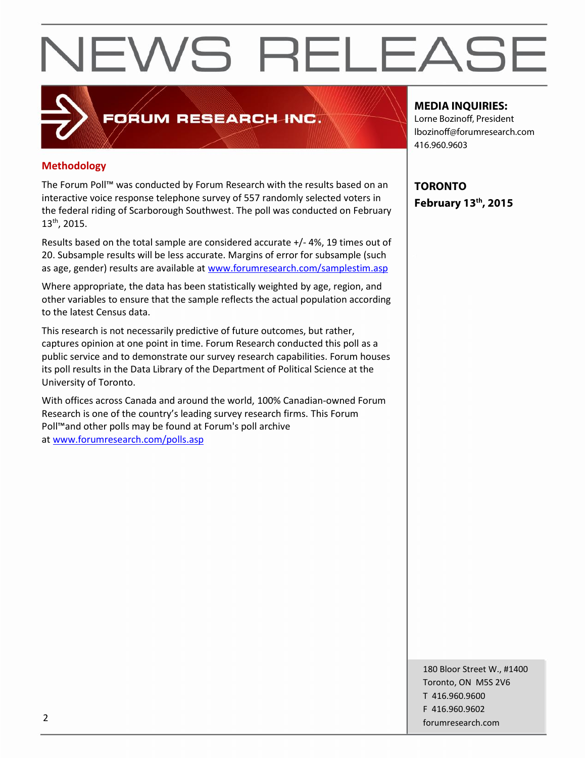## Methodology

The Forum Poll™ was conducted by Forum Research with the results based on an interactive voice response telephone survey of 557 randomly selected voters in the federal riding of Scarborough Southwest. The poll was conducted on February 13th, 2015.

Results based on the total sample are considered accurate +/- 4%, 19 times out of 20. Subsample results will be less accurate. Margins of error for subsample (such as age, gender) results are available at www.forumresearch.com/samplestim.asp

Where appropriate, the data has been statistically weighted by age, region, and other variables to ensure that the sample reflects the actual population according to the latest Census data.

This research is not necessarily predictive of future outcomes, but rather, captures opinion at one point in time. Forum Research conducted this poll as a public service and to demonstrate our survey research capabilities. Forum houses its poll results in the Data Library of the Department of Political Science at the University of Toronto.

With offices across Canada and around the world, 100% Canadian-owned Forum Research is one of the country's leading survey research firms. This Forum Poll™and other polls may be found at Forum's poll archive at www.forumresearch.com/polls.asp

**MEDIA INQUIRIES:**
Lorne Bozinoff, President
lbozinoff@forumresearch.com
416.960.9603

**TORONTO**
**February 13th, 2015**

180 Bloor Street W., #1400
Toronto, ON M5S 2V6
T 416.960.9600
F 416.960.9602
forumresearch.com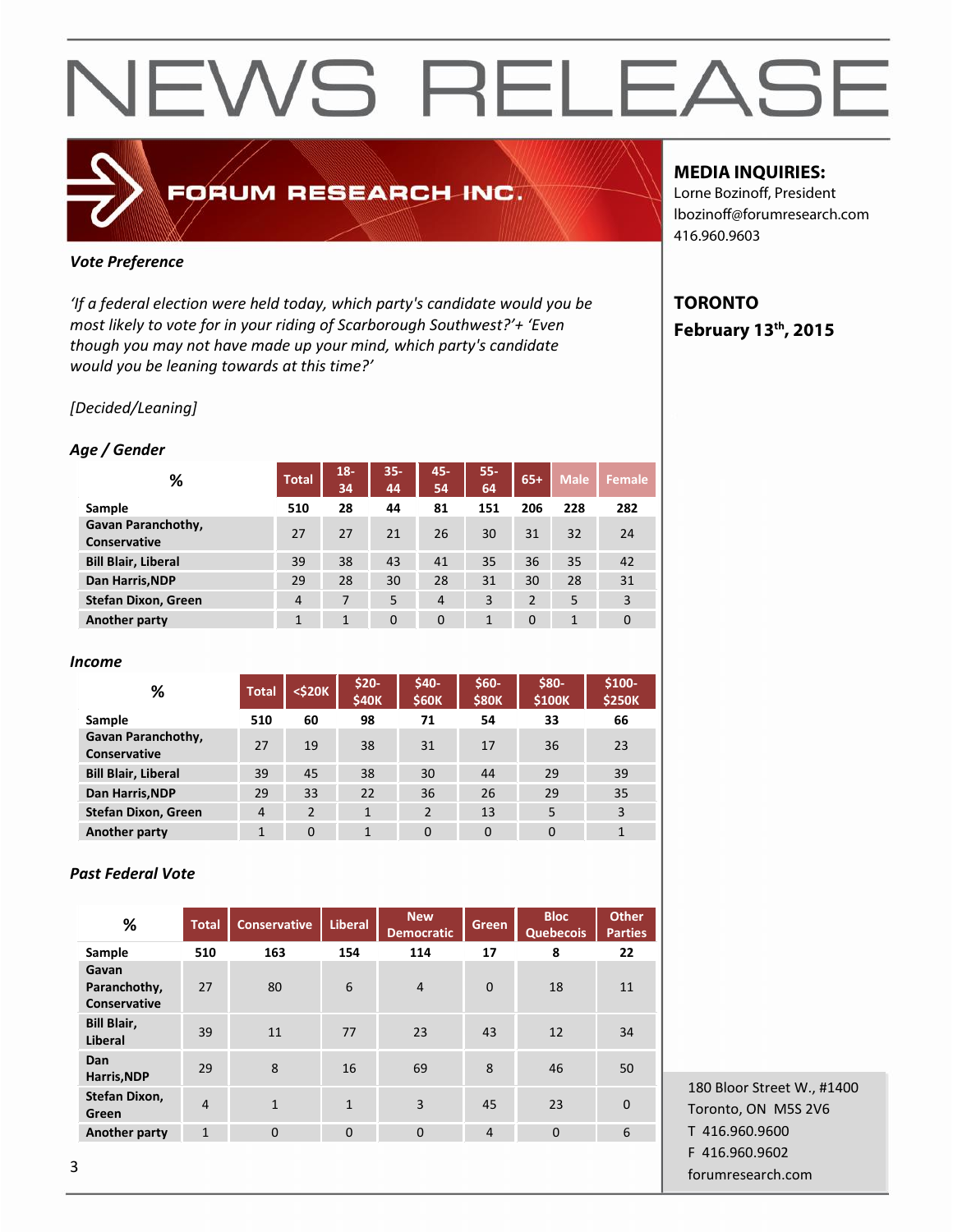# NEWS RELEASE

**FORUM RESEARCH INC.**

**MEDIA INQUIRIES:**
Lorne Bozinoff, President
lbozinoff@forumresearch.com
416.960.9603

**TORONTO**
**February 13th, 2015**

***Vote Preference***

*'If a federal election were held today, which party's candidate would you be most likely to vote for in your riding of Scarborough Southwest?'+ 'Even though you may not have made up your mind, which party's candidate would you be leaning towards at this time?'*

*[Decided/Leaning]*

***Age / Gender***

| % | Total | 18-34 | 35-44 | 45-54 | 55-64 | 65+ | Male | Female |
|---|---|---|---|---|---|---|---|---|
| **Sample** | 510 | 28 | 44 | 81 | 151 | 206 | 228 | 282 |
| **Gavan Paranchothy, Conservative** | 27 | 27 | 21 | 26 | 30 | 31 | 32 | 24 |
| **Bill Blair, Liberal** | 39 | 38 | 43 | 41 | 35 | 36 | 35 | 42 |
| **Dan Harris,NDP** | 29 | 28 | 30 | 28 | 31 | 30 | 28 | 31 |
| **Stefan Dixon, Green** | 4 | 7 | 5 | 4 | 3 | 2 | 5 | 3 |
| **Another party** | 1 | 1 | 0 | 0 | 1 | 0 | 1 | 0 |

***Income***

| % | Total | <$20K | $20-$40K | $40-$60K | $60-$80K | $80-$100K | $100-$250K |
|---|---|---|---|---|---|---|---|
| **Sample** | 510 | 60 | 98 | 71 | 54 | 33 | 66 |
| **Gavan Paranchothy, Conservative** | 27 | 19 | 38 | 31 | 17 | 36 | 23 |
| **Bill Blair, Liberal** | 39 | 45 | 38 | 30 | 44 | 29 | 39 |
| **Dan Harris,NDP** | 29 | 33 | 22 | 36 | 26 | 29 | 35 |
| **Stefan Dixon, Green** | 4 | 2 | 1 | 2 | 13 | 5 | 3 |
| **Another party** | 1 | 0 | 1 | 0 | 0 | 0 | 1 |

***Past Federal Vote***

| % | Total | Conservative | Liberal | New Democratic | Green | Bloc Quebecois | Other Parties |
|---|---|---|---|---|---|---|---|
| **Sample** | 510 | 163 | 154 | 114 | 17 | 8 | 22 |
| **Gavan Paranchothy, Conservative** | 27 | 80 | 6 | 4 | 0 | 18 | 11 |
| **Bill Blair, Liberal** | 39 | 11 | 77 | 23 | 43 | 12 | 34 |
| **Dan Harris,NDP** | 29 | 8 | 16 | 69 | 8 | 46 | 50 |
| **Stefan Dixon, Green** | 4 | 1 | 1 | 3 | 45 | 23 | 0 |
| **Another party** | 1 | 0 | 0 | 0 | 4 | 0 | 6 |

180 Bloor Street W., #1400
Toronto, ON M5S 2V6
T 416.960.9600
F 416.960.9602
forumresearch.com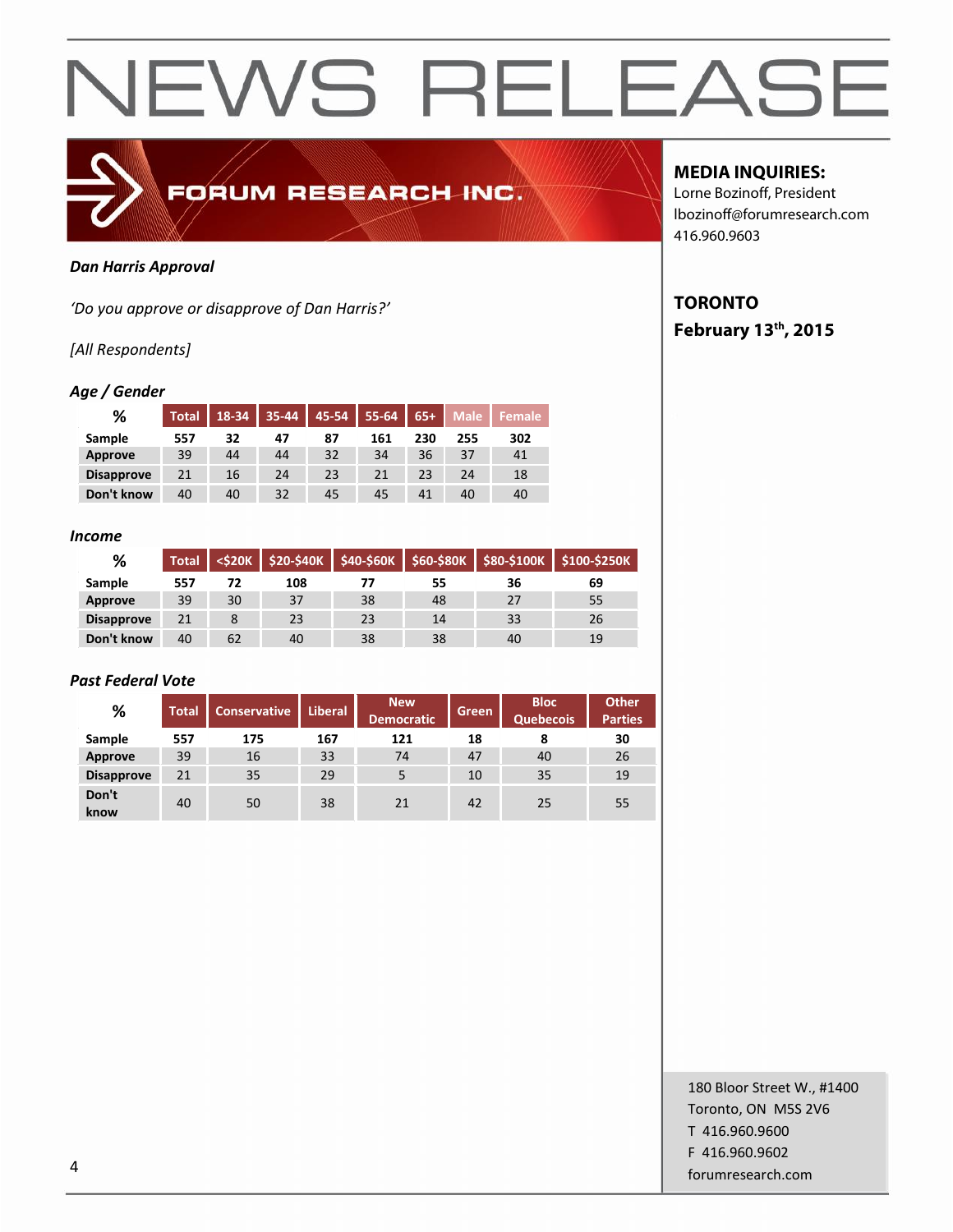# NEWS RELEASE

FORUM RESEARCH INC.

**MEDIA INQUIRIES:**
Lorne Bozinoff, President
lbozinoff@forumresearch.com
416.960.9603

**TORONTO**
**February 13th, 2015**

***Dan Harris Approval***

*'Do you approve or disapprove of Dan Harris?'*

*[All Respondents]*

### *Age / Gender*

| % | Total | 18-34 | 35-44 | 45-54 | 55-64 | 65+ | Male | Female |
|---|---|---|---|---|---|---|---|---|
| Sample | 557 | 32 | 47 | 87 | 161 | 230 | 255 | 302 |
| Approve | 39 | 44 | 44 | 32 | 34 | 36 | 37 | 41 |
| Disapprove | 21 | 16 | 24 | 23 | 21 | 23 | 24 | 18 |
| Don't know | 40 | 40 | 32 | 45 | 45 | 41 | 40 | 40 |

### *Income*

| % | Total | <$20K | $20-$40K | $40-$60K | $60-$80K | $80-$100K | $100-$250K |
|---|---|---|---|---|---|---|---|
| Sample | 557 | 72 | 108 | 77 | 55 | 36 | 69 |
| Approve | 39 | 30 | 37 | 38 | 48 | 27 | 55 |
| Disapprove | 21 | 8 | 23 | 23 | 14 | 33 | 26 |
| Don't know | 40 | 62 | 40 | 38 | 38 | 40 | 19 |

### *Past Federal Vote*

| % | Total | Conservative | Liberal | New Democratic | Green | Bloc Quebecois | Other Parties |
|---|---|---|---|---|---|---|---|
| Sample | 557 | 175 | 167 | 121 | 18 | 8 | 30 |
| Approve | 39 | 16 | 33 | 74 | 47 | 40 | 26 |
| Disapprove | 21 | 35 | 29 | 5 | 10 | 35 | 19 |
| Don't know | 40 | 50 | 38 | 21 | 42 | 25 | 55 |

180 Bloor Street W., #1400
Toronto, ON M5S 2V6
T 416.960.9600
F 416.960.9602
forumresearch.com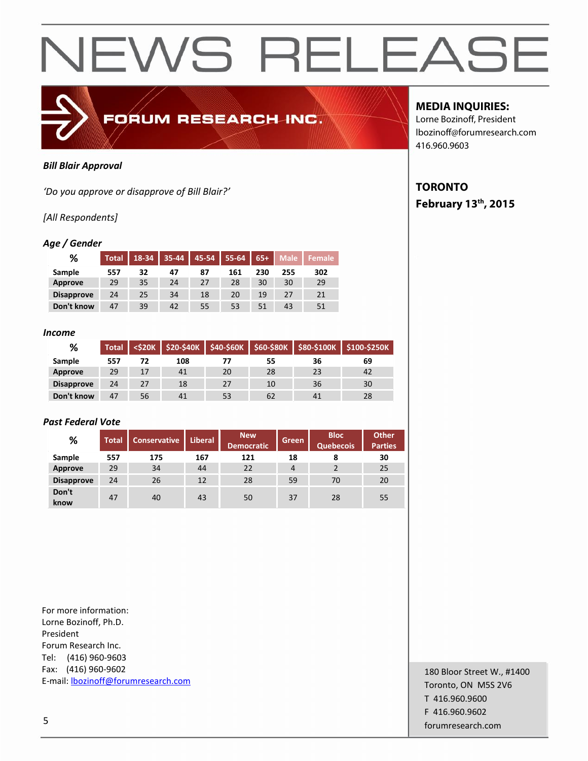# NEWS RELEASE

FORUM RESEARCH INC.

**MEDIA INQUIRIES:**
Lorne Bozinoff, President
lbozinoff@forumresearch.com
416.960.9603

**TORONTO**
**February 13th, 2015**

***Bill Blair Approval***

*'Do you approve or disapprove of Bill Blair?'*

*[All Respondents]*

***Age / Gender***

| % | Total | 18-34 | 35-44 | 45-54 | 55-64 | 65+ | Male | Female |
|---|---|---|---|---|---|---|---|---|
| **Sample** | **557** | **32** | **47** | **87** | **161** | **230** | **255** | **302** |
| **Approve** | 29 | 35 | 24 | 27 | 28 | 30 | 30 | 29 |
| **Disapprove** | 24 | 25 | 34 | 18 | 20 | 19 | 27 | 21 |
| **Don't know** | 47 | 39 | 42 | 55 | 53 | 51 | 43 | 51 |

***Income***

| % | Total | <$20K | $20-$40K | $40-$60K | $60-$80K | $80-$100K | $100-$250K |
|---|---|---|---|---|---|---|---|
| **Sample** | **557** | **72** | **108** | **77** | **55** | **36** | **69** |
| **Approve** | 29 | 17 | 41 | 20 | 28 | 23 | 42 |
| **Disapprove** | 24 | 27 | 18 | 27 | 10 | 36 | 30 |
| **Don't know** | 47 | 56 | 41 | 53 | 62 | 41 | 28 |

***Past Federal Vote***

| % | Total | Conservative | Liberal | New Democratic | Green | Bloc Quebecois | Other Parties |
|---|---|---|---|---|---|---|---|
| **Sample** | **557** | **175** | **167** | **121** | **18** | **8** | **30** |
| **Approve** | 29 | 34 | 44 | 22 | 4 | 2 | 25 |
| **Disapprove** | 24 | 26 | 12 | 28 | 59 | 70 | 20 |
| **Don't know** | 47 | 40 | 43 | 50 | 37 | 28 | 55 |

For more information:
Lorne Bozinoff, Ph.D.
President
Forum Research Inc.
Tel: (416) 960-9603
Fax: (416) 960-9602
E-mail: lbozinoff@forumresearch.com

180 Bloor Street W., #1400
Toronto, ON M5S 2V6
T 416.960.9600
F 416.960.9602
forumresearch.com